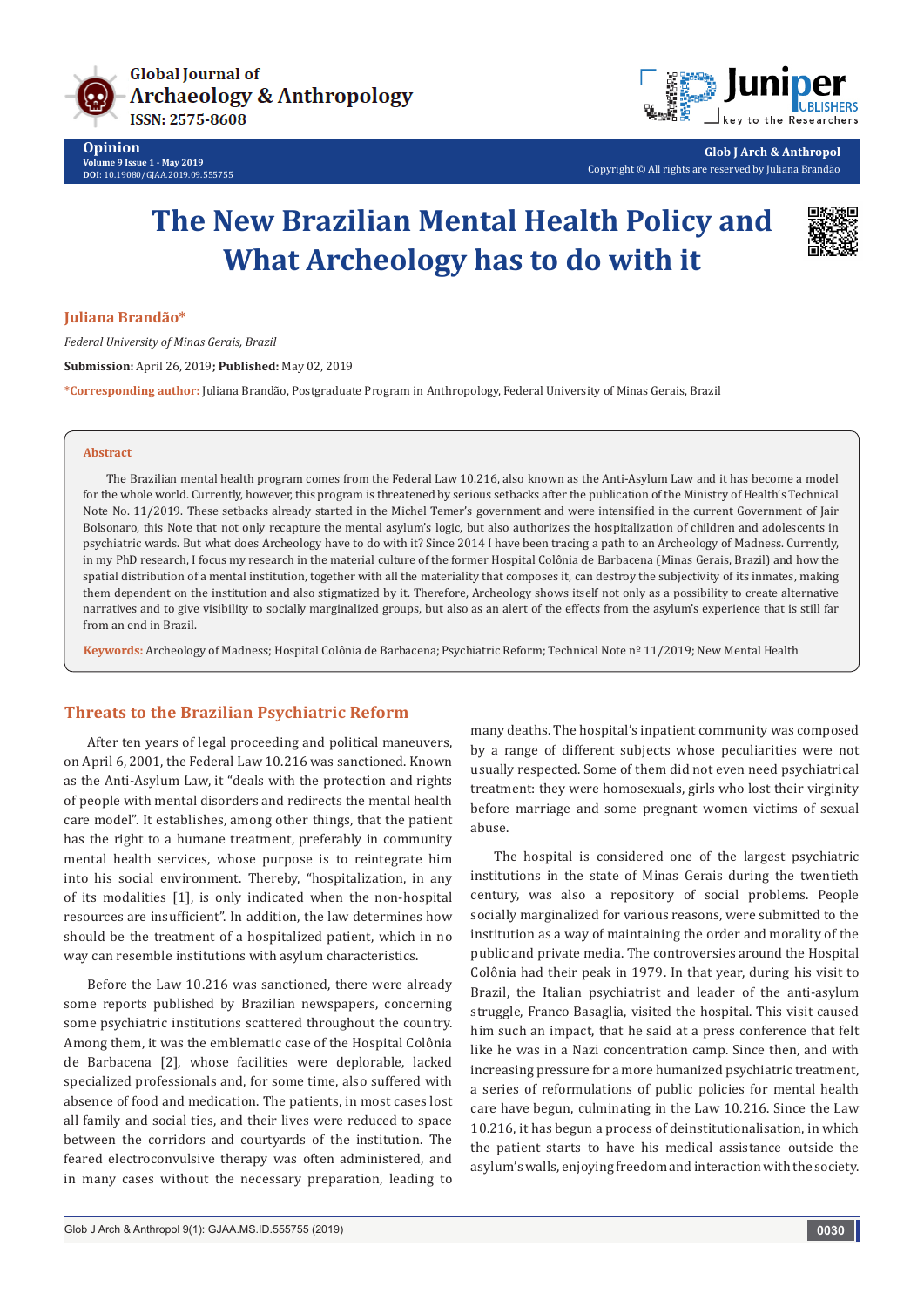Opinion
Volume 9 Issue 1 - May 2019
DOI: 10.19080/GJAA.2019.09.555755

Glob J Arch & Anthropol
Copyright © All rights are reserved by Juliana Brandão

# The New Brazilian Mental Health Policy and What Archeology has to do with it

**Juliana Brandão***

*Federal University of Minas Gerais, Brazil*

**Submission:** April 26, 2019; **Published:** May 02, 2019

***Corresponding author:** Juliana Brandão, Postgraduate Program in Anthropology, Federal University of Minas Gerais, Brazil

## Abstract

The Brazilian mental health program comes from the Federal Law 10.216, also known as the Anti-Asylum Law and it has become a model for the whole world. Currently, however, this program is threatened by serious setbacks after the publication of the Ministry of Health's Technical Note No. 11/2019. These setbacks already started in the Michel Temer's government and were intensified in the current Government of Jair Bolsonaro, this Note that not only recapture the mental asylum's logic, but also authorizes the hospitalization of children and adolescents in psychiatric wards. But what does Archeology have to do with it? Since 2014 I have been tracing a path to an Archeology of Madness. Currently, in my PhD research, I focus my research in the material culture of the former Hospital Colônia de Barbacena (Minas Gerais, Brazil) and how the spatial distribution of a mental institution, together with all the materiality that composes it, can destroy the subjectivity of its inmates, making them dependent on the institution and also stigmatized by it. Therefore, Archeology shows itself not only as a possibility to create alternative narratives and to give visibility to socially marginalized groups, but also as an alert of the effects from the asylum's experience that is still far from an end in Brazil.

**Keywords:** Archeology of Madness; Hospital Colônia de Barbacena; Psychiatric Reform; Technical Note nº 11/2019; New Mental Health

## Threats to the Brazilian Psychiatric Reform

After ten years of legal proceeding and political maneuvers, on April 6, 2001, the Federal Law 10.216 was sanctioned. Known as the Anti-Asylum Law, it "deals with the protection and rights of people with mental disorders and redirects the mental health care model". It establishes, among other things, that the patient has the right to a humane treatment, preferably in community mental health services, whose purpose is to reintegrate him into his social environment. Thereby, "hospitalization, in any of its modalities [1], is only indicated when the non-hospital resources are insufficient". In addition, the law determines how should be the treatment of a hospitalized patient, which in no way can resemble institutions with asylum characteristics.

Before the Law 10.216 was sanctioned, there were already some reports published by Brazilian newspapers, concerning some psychiatric institutions scattered throughout the country. Among them, it was the emblematic case of the Hospital Colônia de Barbacena [2], whose facilities were deplorable, lacked specialized professionals and, for some time, also suffered with absence of food and medication. The patients, in most cases lost all family and social ties, and their lives were reduced to space between the corridors and courtyards of the institution. The feared electroconvulsive therapy was often administered, and in many cases without the necessary preparation, leading to many deaths. The hospital's inpatient community was composed by a range of different subjects whose peculiarities were not usually respected. Some of them did not even need psychiatrical treatment: they were homosexuals, girls who lost their virginity before marriage and some pregnant women victims of sexual abuse.

The hospital is considered one of the largest psychiatric institutions in the state of Minas Gerais during the twentieth century, was also a repository of social problems. People socially marginalized for various reasons, were submitted to the institution as a way of maintaining the order and morality of the public and private media. The controversies around the Hospital Colônia had their peak in 1979. In that year, during his visit to Brazil, the Italian psychiatrist and leader of the anti-asylum struggle, Franco Basaglia, visited the hospital. This visit caused him such an impact, that he said at a press conference that felt like he was in a Nazi concentration camp. Since then, and with increasing pressure for a more humanized psychiatric treatment, a series of reformulations of public policies for mental health care have begun, culminating in the Law 10.216. Since the Law 10.216, it has begun a process of deinstitutionalisation, in which the patient starts to have his medical assistance outside the asylum's walls, enjoying freedom and interaction with the society.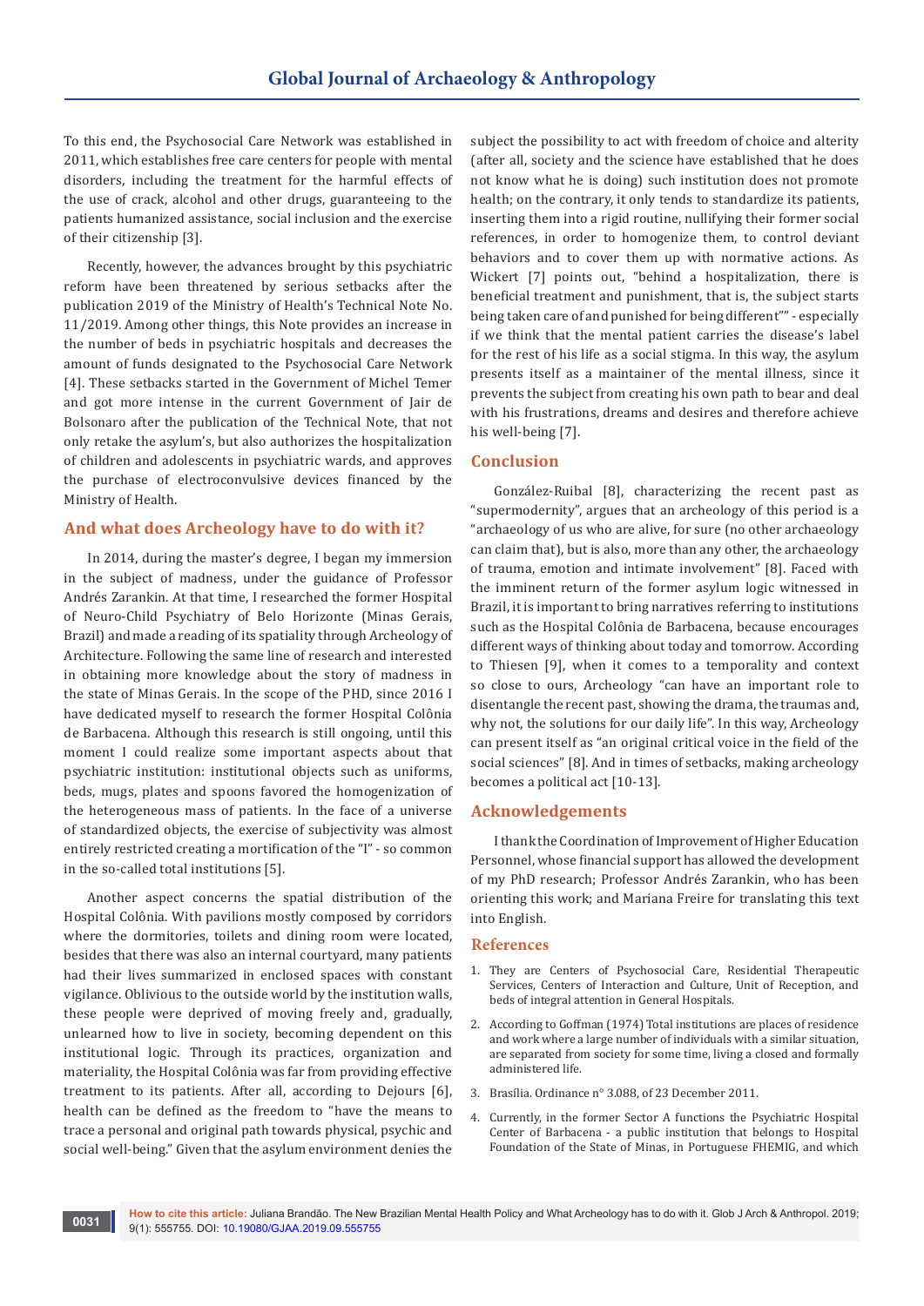To this end, the Psychosocial Care Network was established in 2011, which establishes free care centers for people with mental disorders, including the treatment for the harmful effects of the use of crack, alcohol and other drugs, guaranteeing to the patients humanized assistance, social inclusion and the exercise of their citizenship [3].

Recently, however, the advances brought by this psychiatric reform have been threatened by serious setbacks after the publication 2019 of the Ministry of Health's Technical Note No. 11/2019. Among other things, this Note provides an increase in the number of beds in psychiatric hospitals and decreases the amount of funds designated to the Psychosocial Care Network [4]. These setbacks started in the Government of Michel Temer and got more intense in the current Government of Jair de Bolsonaro after the publication of the Technical Note, that not only retake the asylum's, but also authorizes the hospitalization of children and adolescents in psychiatric wards, and approves the purchase of electroconvulsive devices financed by the Ministry of Health.

## And what does Archeology have to do with it?

In 2014, during the master's degree, I began my immersion in the subject of madness, under the guidance of Professor Andrés Zarankin. At that time, I researched the former Hospital of Neuro-Child Psychiatry of Belo Horizonte (Minas Gerais, Brazil) and made a reading of its spatiality through Archeology of Architecture. Following the same line of research and interested in obtaining more knowledge about the story of madness in the state of Minas Gerais. In the scope of the PHD, since 2016 I have dedicated myself to research the former Hospital Colônia de Barbacena. Although this research is still ongoing, until this moment I could realize some important aspects about that psychiatric institution: institutional objects such as uniforms, beds, mugs, plates and spoons favored the homogenization of the heterogeneous mass of patients. In the face of a universe of standardized objects, the exercise of subjectivity was almost entirely restricted creating a mortification of the "I" - so common in the so-called total institutions [5].

Another aspect concerns the spatial distribution of the Hospital Colônia. With pavilions mostly composed by corridors where the dormitories, toilets and dining room were located, besides that there was also an internal courtyard, many patients had their lives summarized in enclosed spaces with constant vigilance. Oblivious to the outside world by the institution walls, these people were deprived of moving freely and, gradually, unlearned how to live in society, becoming dependent on this institutional logic. Through its practices, organization and materiality, the Hospital Colônia was far from providing effective treatment to its patients. After all, according to Dejours [6], health can be defined as the freedom to "have the means to trace a personal and original path towards physical, psychic and social well-being." Given that the asylum environment denies the subject the possibility to act with freedom of choice and alterity (after all, society and the science have established that he does not know what he is doing) such institution does not promote health; on the contrary, it only tends to standardize its patients, inserting them into a rigid routine, nullifying their former social references, in order to homogenize them, to control deviant behaviors and to cover them up with normative actions. As Wickert [7] points out, "behind a hospitalization, there is beneficial treatment and punishment, that is, the subject starts being taken care of and punished for being different"" - especially if we think that the mental patient carries the disease's label for the rest of his life as a social stigma. In this way, the asylum presents itself as a maintainer of the mental illness, since it prevents the subject from creating his own path to bear and deal with his frustrations, dreams and desires and therefore achieve his well-being [7].

## Conclusion

González-Ruibal [8], characterizing the recent past as "supermodernity", argues that an archeology of this period is a "archaeology of us who are alive, for sure (no other archaeology can claim that), but is also, more than any other, the archaeology of trauma, emotion and intimate involvement" [8]. Faced with the imminent return of the former asylum logic witnessed in Brazil, it is important to bring narratives referring to institutions such as the Hospital Colônia de Barbacena, because encourages different ways of thinking about today and tomorrow. According to Thiesen [9], when it comes to a temporality and context so close to ours, Archeology "can have an important role to disentangle the recent past, showing the drama, the traumas and, why not, the solutions for our daily life". In this way, Archeology can present itself as "an original critical voice in the field of the social sciences" [8]. And in times of setbacks, making archeology becomes a political act [10-13].

## Acknowledgements

I thank the Coordination of Improvement of Higher Education Personnel, whose financial support has allowed the development of my PhD research; Professor Andrés Zarankin, who has been orienting this work; and Mariana Freire for translating this text into English.

## References

1. They are Centers of Psychosocial Care, Residential Therapeutic Services, Centers of Interaction and Culture, Unit of Reception, and beds of integral attention in General Hospitals.
2. According to Goffman (1974) Total institutions are places of residence and work where a large number of individuals with a similar situation, are separated from society for some time, living a closed and formally administered life.
3. Brasília. Ordinance n° 3.088, of 23 December 2011.
4. Currently, in the former Sector A functions the Psychiatric Hospital Center of Barbacena - a public institution that belongs to Hospital Foundation of the State of Minas, in Portuguese FHEMIG, and which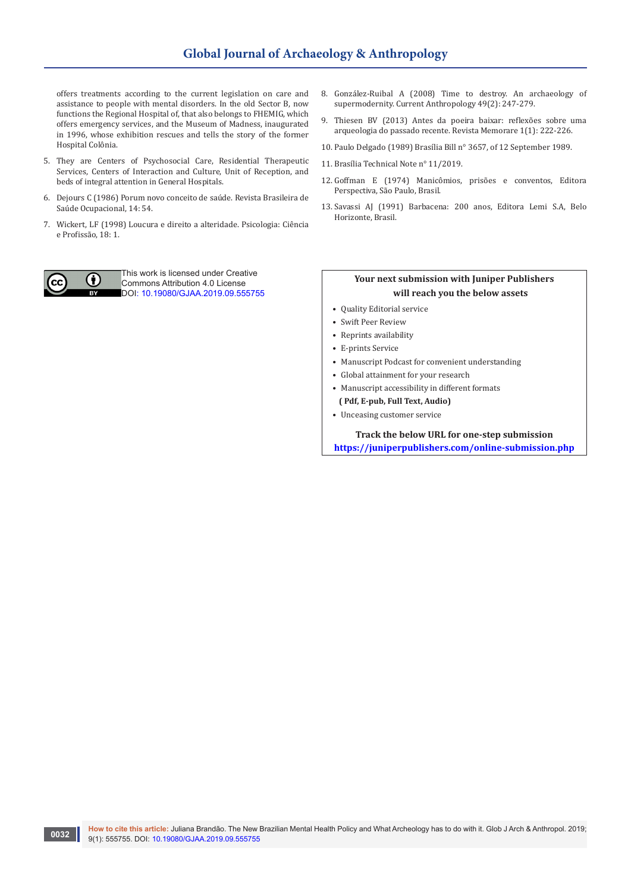offers treatments according to the current legislation on care and assistance to people with mental disorders. In the old Sector B, now functions the Regional Hospital of, that also belongs to FHEMIG, which offers emergency services, and the Museum of Madness, inaugurated in 1996, whose exhibition rescues and tells the story of the former Hospital Colônia.

5. They are Centers of Psychosocial Care, Residential Therapeutic Services, Centers of Interaction and Culture, Unit of Reception, and beds of integral attention in General Hospitals.
6. Dejours C (1986) Porum novo conceito de saúde. Revista Brasileira de Saúde Ocupacional, 14: 54.
7. Wickert, LF (1998) Loucura e direito a alteridade. Psicologia: Ciência e Profissão, 18: 1.
8. González-Ruibal A (2008) Time to destroy. An archaeology of supermodernity. Current Anthropology 49(2): 247-279.
9. Thiesen BV (2013) Antes da poeira baixar: reflexões sobre uma arqueologia do passado recente. Revista Memorare 1(1): 222-226.
10. Paulo Delgado (1989) Brasília Bill n° 3657, of 12 September 1989.
11. Brasília Technical Note n° 11/2019.
12. Goffman E (1974) Manicômios, prisões e conventos, Editora Perspectiva, São Paulo, Brasil.
13. Savassi AJ (1991) Barbacena: 200 anos, Editora Lemi S.A, Belo Horizonte, Brasil.

This work is licensed under Creative Commons Attribution 4.0 License
DOI: 10.19080/GJAA.2019.09.555755

**Your next submission with Juniper Publishers will reach you the below assets**

- Quality Editorial service
- Swift Peer Review
- Reprints availability
- E-prints Service
- Manuscript Podcast for convenient understanding
- Global attainment for your research
- Manuscript accessibility in different formats
  **( Pdf, E-pub, Full Text, Audio)**
- Unceasing customer service

**Track the below URL for one-step submission**
**https://juniperpublishers.com/online-submission.php**

**How to cite this article:** Juliana Brandão. The New Brazilian Mental Health Policy and What Archeology has to do with it. Glob J Arch & Anthropol. 2019; 9(1): 555755. DOI: 10.19080/GJAA.2019.09.555755